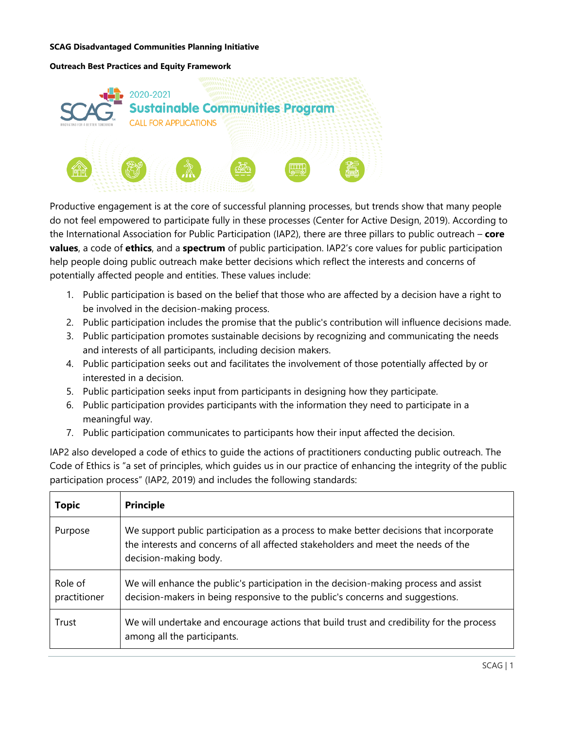**SCAG Disadvantaged Communities Planning Initiative**

**Outreach Best Practices and Equity Framework**

Productive engagement is at the core of successful planning processes, but trends show that many people do not feel empowered to participate fully in these processes (Center for Active Design, 2019). According to the International Association for Public Participation (IAP2), there are three pillars to public outreach – **core values**, a code of **ethics**, and a **spectrum** of public participation. IAP2's core values for public participation help people doing public outreach make better decisions which reflect the interests and concerns of potentially affected people and entities. These values include:

1. Public participation is based on the belief that those who are affected by a decision have a right to be involved in the decision-making process.
2. Public participation includes the promise that the public's contribution will influence decisions made.
3. Public participation promotes sustainable decisions by recognizing and communicating the needs and interests of all participants, including decision makers.
4. Public participation seeks out and facilitates the involvement of those potentially affected by or interested in a decision.
5. Public participation seeks input from participants in designing how they participate.
6. Public participation provides participants with the information they need to participate in a meaningful way.
7. Public participation communicates to participants how their input affected the decision.

IAP2 also developed a code of ethics to guide the actions of practitioners conducting public outreach. The Code of Ethics is "a set of principles, which guides us in our practice of enhancing the integrity of the public participation process" (IAP2, 2019) and includes the following standards:

| Topic | Principle |
|---|---|
| Purpose | We support public participation as a process to make better decisions that incorporate the interests and concerns of all affected stakeholders and meet the needs of the decision-making body. |
| Role of practitioner | We will enhance the public's participation in the decision-making process and assist decision-makers in being responsive to the public's concerns and suggestions. |
| Trust | We will undertake and encourage actions that build trust and credibility for the process among all the participants. |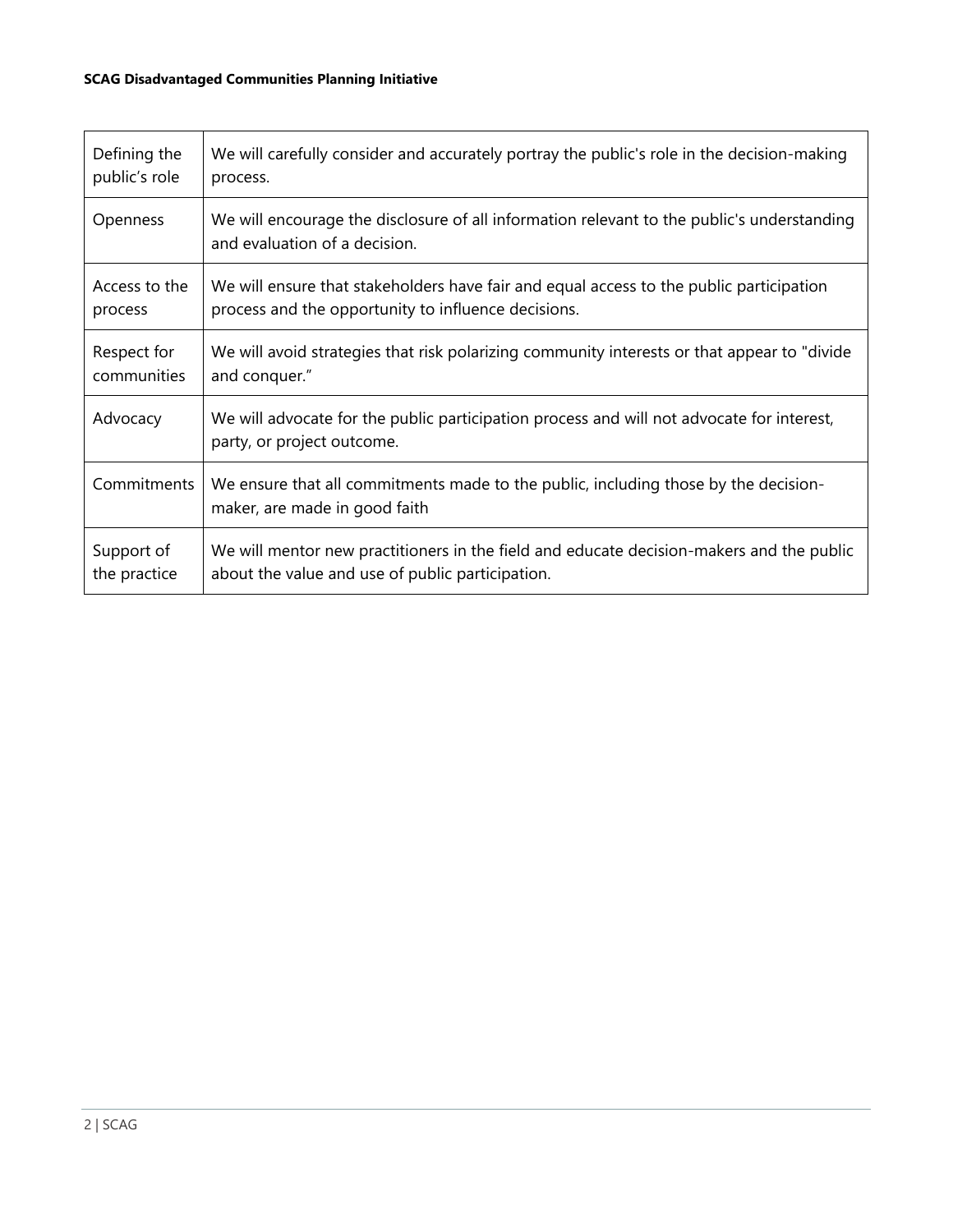| | |
|---|---|
| Defining the public's role | We will carefully consider and accurately portray the public's role in the decision-making process. |
| Openness | We will encourage the disclosure of all information relevant to the public's understanding and evaluation of a decision. |
| Access to the process | We will ensure that stakeholders have fair and equal access to the public participation process and the opportunity to influence decisions. |
| Respect for communities | We will avoid strategies that risk polarizing community interests or that appear to "divide and conquer." |
| Advocacy | We will advocate for the public participation process and will not advocate for interest, party, or project outcome. |
| Commitments | We ensure that all commitments made to the public, including those by the decision-maker, are made in good faith |
| Support of the practice | We will mentor new practitioners in the field and educate decision-makers and the public about the value and use of public participation. |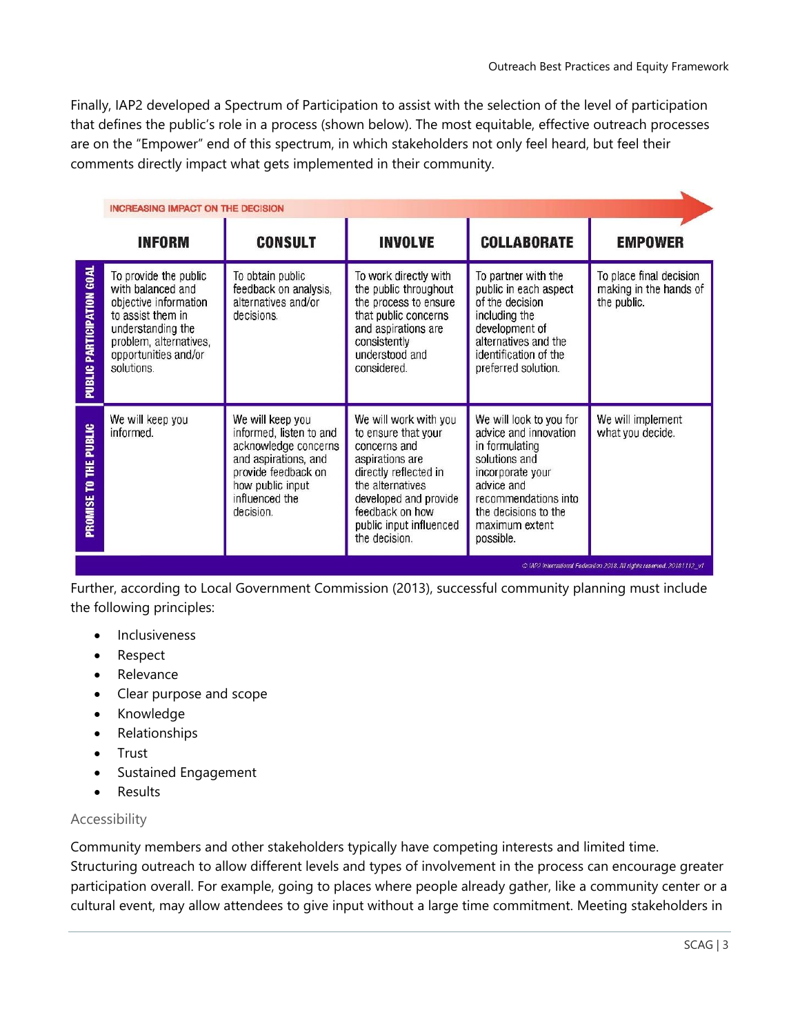Finally, IAP2 developed a Spectrum of Participation to assist with the selection of the level of participation that defines the public's role in a process (shown below). The most equitable, effective outreach processes are on the "Empower" end of this spectrum, in which stakeholders not only feel heard, but feel their comments directly impact what gets implemented in their community.

INCREASING IMPACT ON THE DECISION

| | INFORM | CONSULT | INVOLVE | COLLABORATE | EMPOWER |
|---|---|---|---|---|---|
| PUBLIC PARTICIPATION GOAL | To provide the public with balanced and objective information to assist them in understanding the problem, alternatives, opportunities and/or solutions. | To obtain public feedback on analysis, alternatives and/or decisions. | To work directly with the public throughout the process to ensure that public concerns and aspirations are consistently understood and considered. | To partner with the public in each aspect of the decision including the development of alternatives and the identification of the preferred solution. | To place final decision making in the hands of the public. |
| PROMISE TO THE PUBLIC | We will keep you informed. | We will keep you informed, listen to and acknowledge concerns and aspirations, and provide feedback on how public input influenced the decision. | We will work with you to ensure that your concerns and aspirations are directly reflected in the alternatives developed and provide feedback on how public input influenced the decision. | We will look to you for advice and innovation in formulating solutions and incorporate your advice and recommendations into the decisions to the maximum extent possible. | We will implement what you decide. |

© IAP2 International Federation 2018. All rights reserved. 20181112_v1

Further, according to Local Government Commission (2013), successful community planning must include the following principles:

- Inclusiveness
- Respect
- Relevance
- Clear purpose and scope
- Knowledge
- Relationships
- Trust
- Sustained Engagement
- Results

## Accessibility

Community members and other stakeholders typically have competing interests and limited time. Structuring outreach to allow different levels and types of involvement in the process can encourage greater participation overall. For example, going to places where people already gather, like a community center or a cultural event, may allow attendees to give input without a large time commitment. Meeting stakeholders in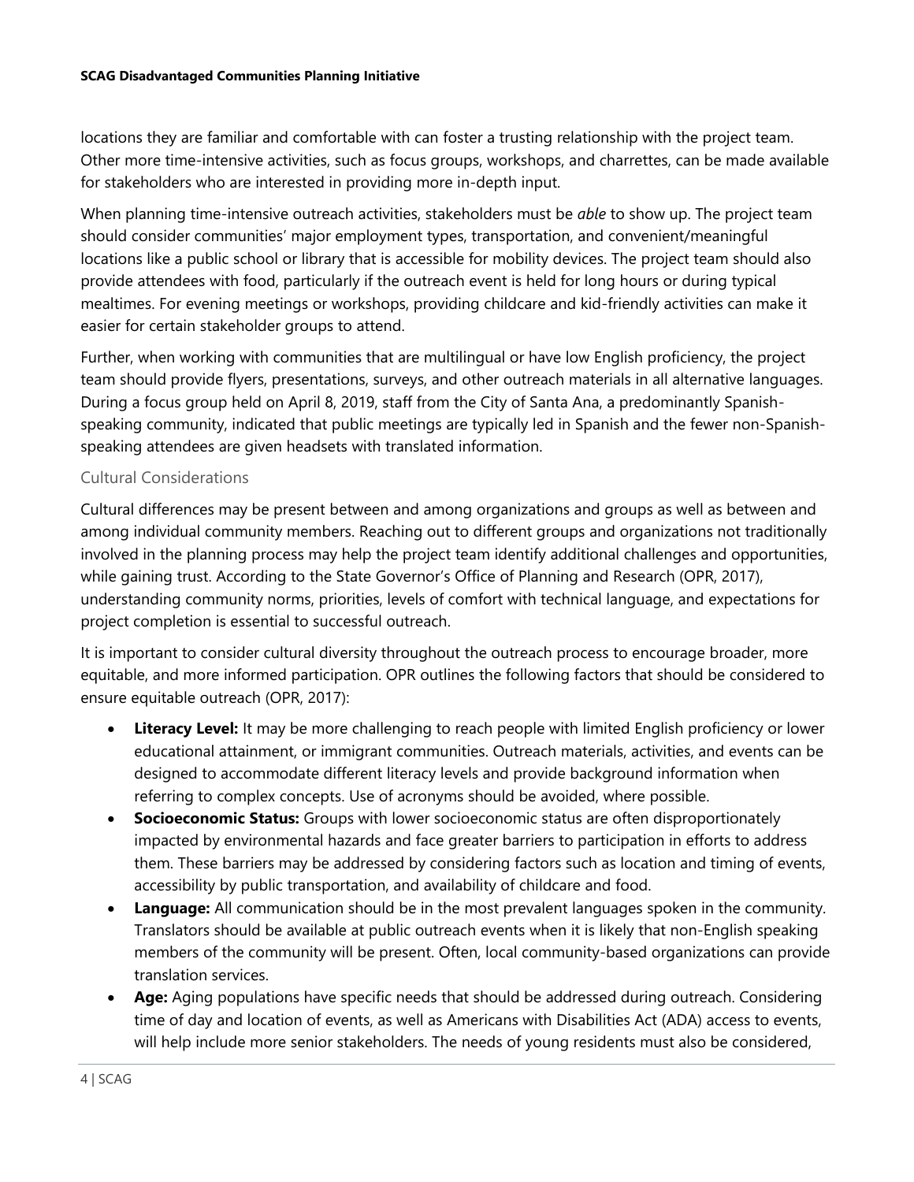locations they are familiar and comfortable with can foster a trusting relationship with the project team. Other more time-intensive activities, such as focus groups, workshops, and charrettes, can be made available for stakeholders who are interested in providing more in-depth input.

When planning time-intensive outreach activities, stakeholders must be *able* to show up. The project team should consider communities' major employment types, transportation, and convenient/meaningful locations like a public school or library that is accessible for mobility devices. The project team should also provide attendees with food, particularly if the outreach event is held for long hours or during typical mealtimes. For evening meetings or workshops, providing childcare and kid-friendly activities can make it easier for certain stakeholder groups to attend.

Further, when working with communities that are multilingual or have low English proficiency, the project team should provide flyers, presentations, surveys, and other outreach materials in all alternative languages. During a focus group held on April 8, 2019, staff from the City of Santa Ana, a predominantly Spanish-speaking community, indicated that public meetings are typically led in Spanish and the fewer non-Spanish-speaking attendees are given headsets with translated information.

### Cultural Considerations

Cultural differences may be present between and among organizations and groups as well as between and among individual community members. Reaching out to different groups and organizations not traditionally involved in the planning process may help the project team identify additional challenges and opportunities, while gaining trust. According to the State Governor's Office of Planning and Research (OPR, 2017), understanding community norms, priorities, levels of comfort with technical language, and expectations for project completion is essential to successful outreach.

It is important to consider cultural diversity throughout the outreach process to encourage broader, more equitable, and more informed participation. OPR outlines the following factors that should be considered to ensure equitable outreach (OPR, 2017):

- **Literacy Level:** It may be more challenging to reach people with limited English proficiency or lower educational attainment, or immigrant communities. Outreach materials, activities, and events can be designed to accommodate different literacy levels and provide background information when referring to complex concepts. Use of acronyms should be avoided, where possible.
- **Socioeconomic Status:** Groups with lower socioeconomic status are often disproportionately impacted by environmental hazards and face greater barriers to participation in efforts to address them. These barriers may be addressed by considering factors such as location and timing of events, accessibility by public transportation, and availability of childcare and food.
- **Language:** All communication should be in the most prevalent languages spoken in the community. Translators should be available at public outreach events when it is likely that non-English speaking members of the community will be present. Often, local community-based organizations can provide translation services.
- **Age:** Aging populations have specific needs that should be addressed during outreach. Considering time of day and location of events, as well as Americans with Disabilities Act (ADA) access to events, will help include more senior stakeholders. The needs of young residents must also be considered,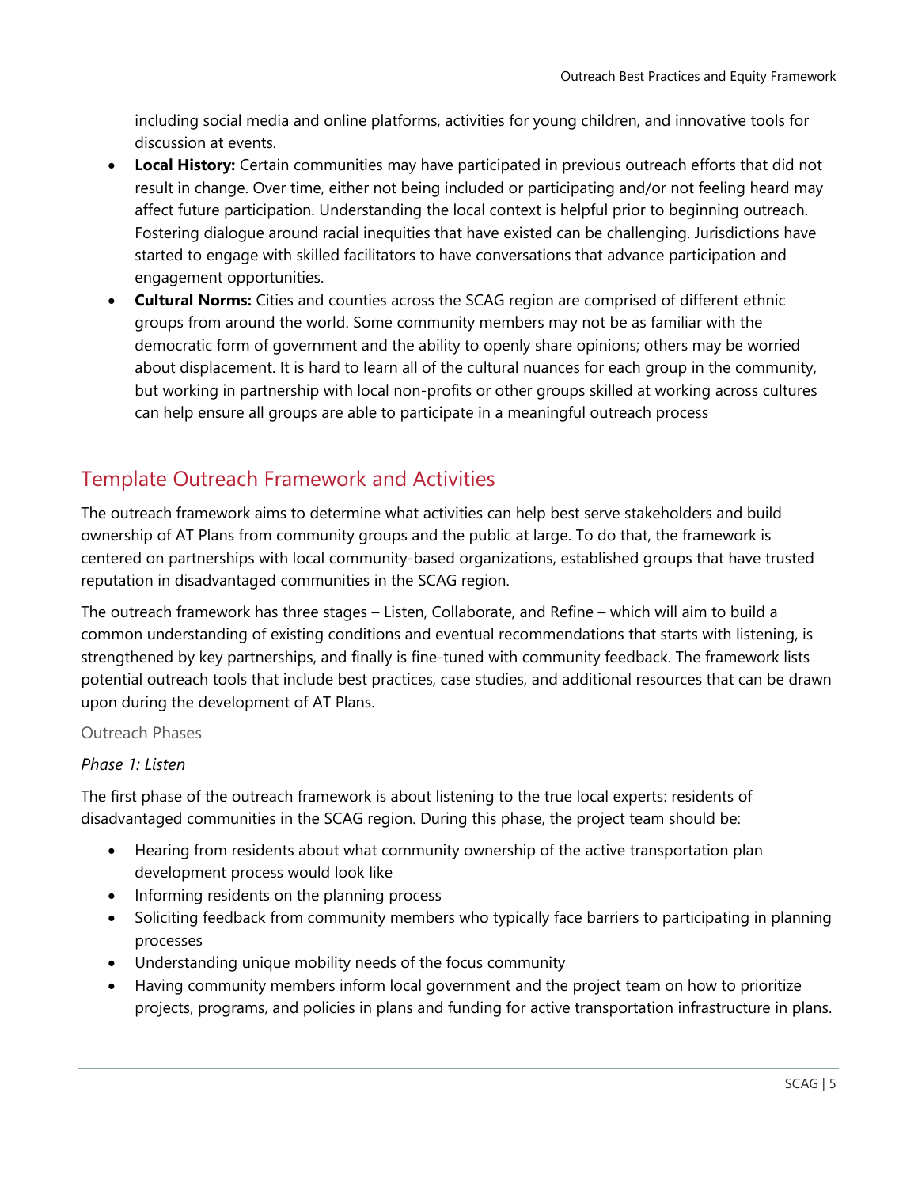including social media and online platforms, activities for young children, and innovative tools for discussion at events.

- **Local History:** Certain communities may have participated in previous outreach efforts that did not result in change. Over time, either not being included or participating and/or not feeling heard may affect future participation. Understanding the local context is helpful prior to beginning outreach. Fostering dialogue around racial inequities that have existed can be challenging. Jurisdictions have started to engage with skilled facilitators to have conversations that advance participation and engagement opportunities.
- **Cultural Norms:** Cities and counties across the SCAG region are comprised of different ethnic groups from around the world. Some community members may not be as familiar with the democratic form of government and the ability to openly share opinions; others may be worried about displacement. It is hard to learn all of the cultural nuances for each group in the community, but working in partnership with local non-profits or other groups skilled at working across cultures can help ensure all groups are able to participate in a meaningful outreach process

## Template Outreach Framework and Activities

The outreach framework aims to determine what activities can help best serve stakeholders and build ownership of AT Plans from community groups and the public at large. To do that, the framework is centered on partnerships with local community-based organizations, established groups that have trusted reputation in disadvantaged communities in the SCAG region.

The outreach framework has three stages – Listen, Collaborate, and Refine – which will aim to build a common understanding of existing conditions and eventual recommendations that starts with listening, is strengthened by key partnerships, and finally is fine-tuned with community feedback. The framework lists potential outreach tools that include best practices, case studies, and additional resources that can be drawn upon during the development of AT Plans.

### Outreach Phases

#### *Phase 1: Listen*

The first phase of the outreach framework is about listening to the true local experts: residents of disadvantaged communities in the SCAG region. During this phase, the project team should be:

- Hearing from residents about what community ownership of the active transportation plan development process would look like
- Informing residents on the planning process
- Soliciting feedback from community members who typically face barriers to participating in planning processes
- Understanding unique mobility needs of the focus community
- Having community members inform local government and the project team on how to prioritize projects, programs, and policies in plans and funding for active transportation infrastructure in plans.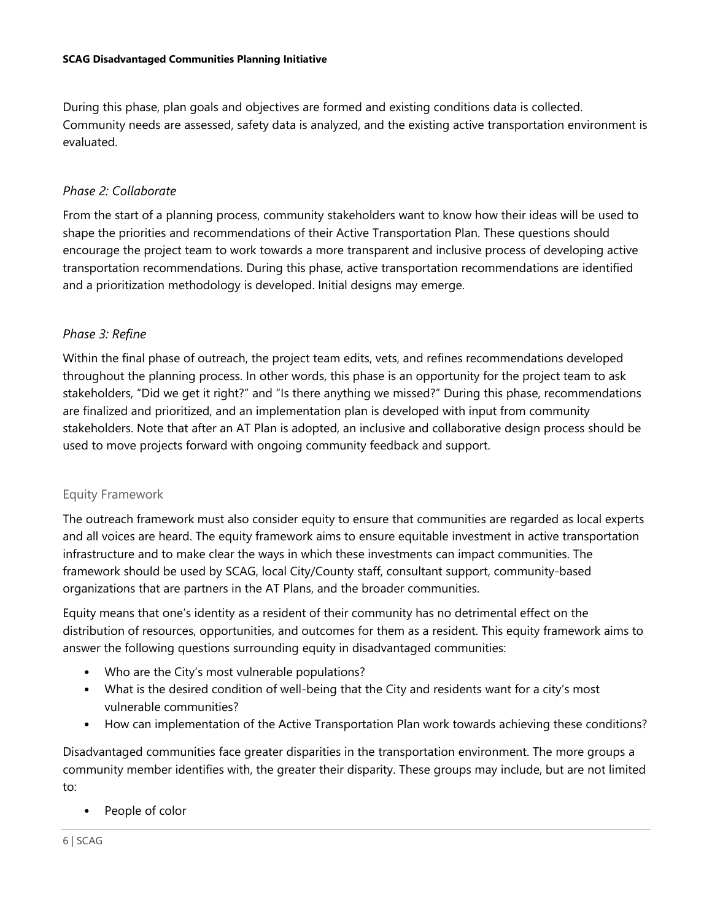During this phase, plan goals and objectives are formed and existing conditions data is collected. Community needs are assessed, safety data is analyzed, and the existing active transportation environment is evaluated.

### *Phase 2: Collaborate*

From the start of a planning process, community stakeholders want to know how their ideas will be used to shape the priorities and recommendations of their Active Transportation Plan. These questions should encourage the project team to work towards a more transparent and inclusive process of developing active transportation recommendations. During this phase, active transportation recommendations are identified and a prioritization methodology is developed. Initial designs may emerge.

### *Phase 3: Refine*

Within the final phase of outreach, the project team edits, vets, and refines recommendations developed throughout the planning process. In other words, this phase is an opportunity for the project team to ask stakeholders, "Did we get it right?" and "Is there anything we missed?" During this phase, recommendations are finalized and prioritized, and an implementation plan is developed with input from community stakeholders. Note that after an AT Plan is adopted, an inclusive and collaborative design process should be used to move projects forward with ongoing community feedback and support.

## Equity Framework

The outreach framework must also consider equity to ensure that communities are regarded as local experts and all voices are heard. The equity framework aims to ensure equitable investment in active transportation infrastructure and to make clear the ways in which these investments can impact communities. The framework should be used by SCAG, local City/County staff, consultant support, community-based organizations that are partners in the AT Plans, and the broader communities.

Equity means that one's identity as a resident of their community has no detrimental effect on the distribution of resources, opportunities, and outcomes for them as a resident. This equity framework aims to answer the following questions surrounding equity in disadvantaged communities:

- Who are the City's most vulnerable populations?
- What is the desired condition of well-being that the City and residents want for a city's most vulnerable communities?
- How can implementation of the Active Transportation Plan work towards achieving these conditions?

Disadvantaged communities face greater disparities in the transportation environment. The more groups a community member identifies with, the greater their disparity. These groups may include, but are not limited to:

- People of color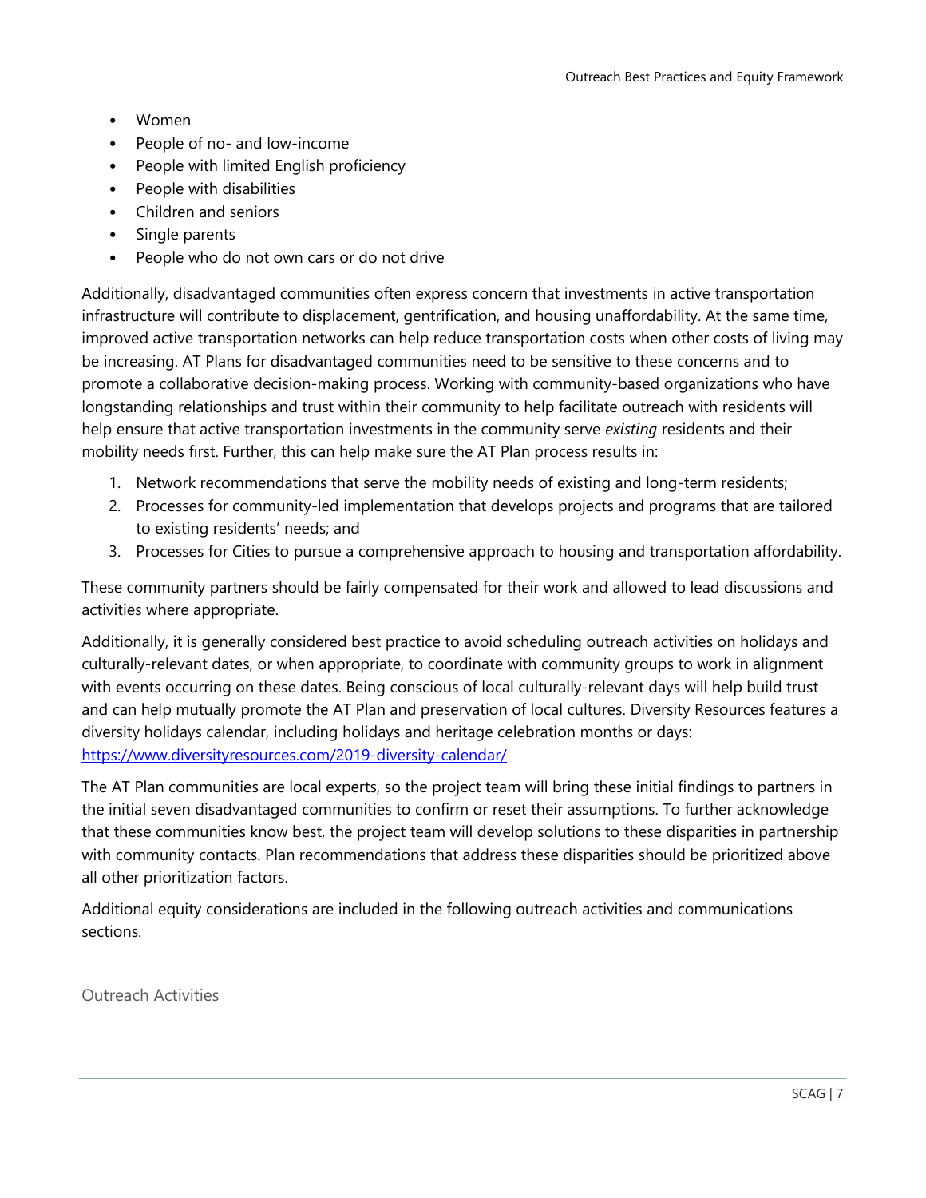- Women
- People of no- and low-income
- People with limited English proficiency
- People with disabilities
- Children and seniors
- Single parents
- People who do not own cars or do not drive

Additionally, disadvantaged communities often express concern that investments in active transportation infrastructure will contribute to displacement, gentrification, and housing unaffordability. At the same time, improved active transportation networks can help reduce transportation costs when other costs of living may be increasing. AT Plans for disadvantaged communities need to be sensitive to these concerns and to promote a collaborative decision-making process. Working with community-based organizations who have longstanding relationships and trust within their community to help facilitate outreach with residents will help ensure that active transportation investments in the community serve *existing* residents and their mobility needs first. Further, this can help make sure the AT Plan process results in:

1. Network recommendations that serve the mobility needs of existing and long-term residents;
2. Processes for community-led implementation that develops projects and programs that are tailored to existing residents' needs; and
3. Processes for Cities to pursue a comprehensive approach to housing and transportation affordability.

These community partners should be fairly compensated for their work and allowed to lead discussions and activities where appropriate.

Additionally, it is generally considered best practice to avoid scheduling outreach activities on holidays and culturally-relevant dates, or when appropriate, to coordinate with community groups to work in alignment with events occurring on these dates. Being conscious of local culturally-relevant days will help build trust and can help mutually promote the AT Plan and preservation of local cultures. Diversity Resources features a diversity holidays calendar, including holidays and heritage celebration months or days: [https://www.diversityresources.com/2019-diversity-calendar/](https://www.diversityresources.com/2019-diversity-calendar/)

The AT Plan communities are local experts, so the project team will bring these initial findings to partners in the initial seven disadvantaged communities to confirm or reset their assumptions. To further acknowledge that these communities know best, the project team will develop solutions to these disparities in partnership with community contacts. Plan recommendations that address these disparities should be prioritized above all other prioritization factors.

Additional equity considerations are included in the following outreach activities and communications sections.

## Outreach Activities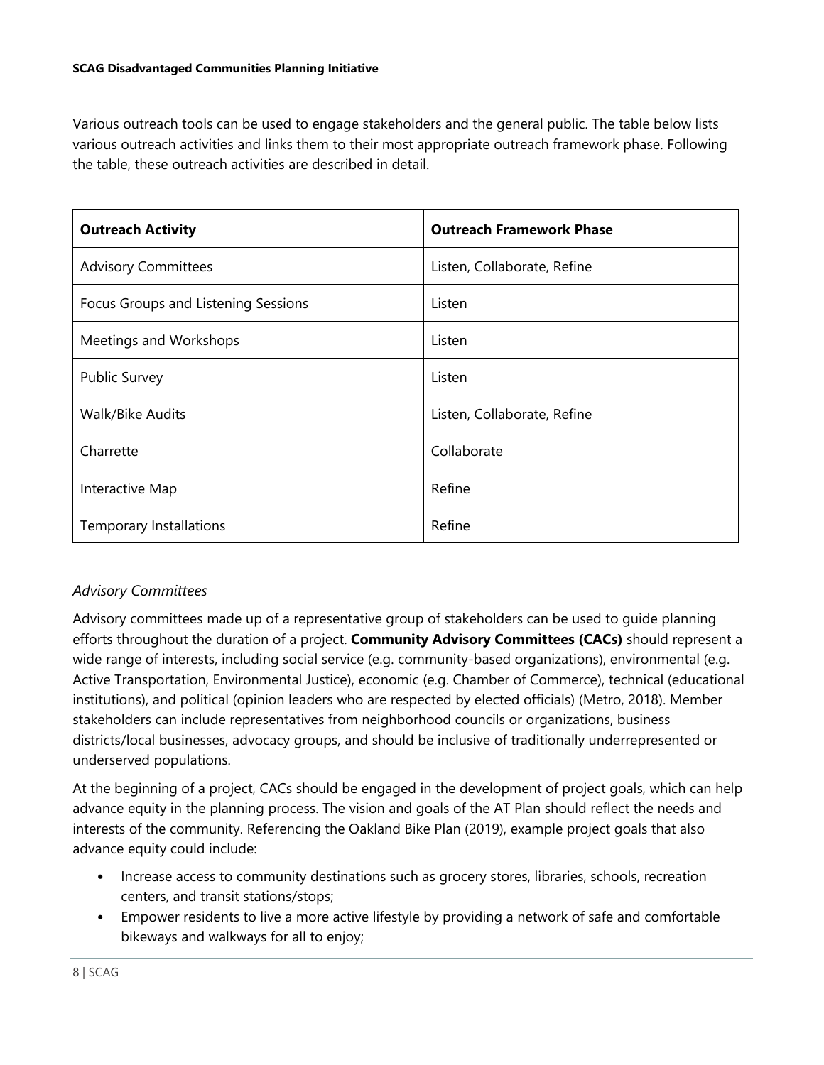Various outreach tools can be used to engage stakeholders and the general public. The table below lists various outreach activities and links them to their most appropriate outreach framework phase. Following the table, these outreach activities are described in detail.

| **Outreach Activity** | **Outreach Framework Phase** |
|---|---|
| Advisory Committees | Listen, Collaborate, Refine |
| Focus Groups and Listening Sessions | Listen |
| Meetings and Workshops | Listen |
| Public Survey | Listen |
| Walk/Bike Audits | Listen, Collaborate, Refine |
| Charrette | Collaborate |
| Interactive Map | Refine |
| Temporary Installations | Refine |

*Advisory Committees*

Advisory committees made up of a representative group of stakeholders can be used to guide planning efforts throughout the duration of a project. **Community Advisory Committees (CACs)** should represent a wide range of interests, including social service (e.g. community-based organizations), environmental (e.g. Active Transportation, Environmental Justice), economic (e.g. Chamber of Commerce), technical (educational institutions), and political (opinion leaders who are respected by elected officials) (Metro, 2018). Member stakeholders can include representatives from neighborhood councils or organizations, business districts/local businesses, advocacy groups, and should be inclusive of traditionally underrepresented or underserved populations.

At the beginning of a project, CACs should be engaged in the development of project goals, which can help advance equity in the planning process. The vision and goals of the AT Plan should reflect the needs and interests of the community. Referencing the Oakland Bike Plan (2019), example project goals that also advance equity could include:

- Increase access to community destinations such as grocery stores, libraries, schools, recreation centers, and transit stations/stops;
- Empower residents to live a more active lifestyle by providing a network of safe and comfortable bikeways and walkways for all to enjoy;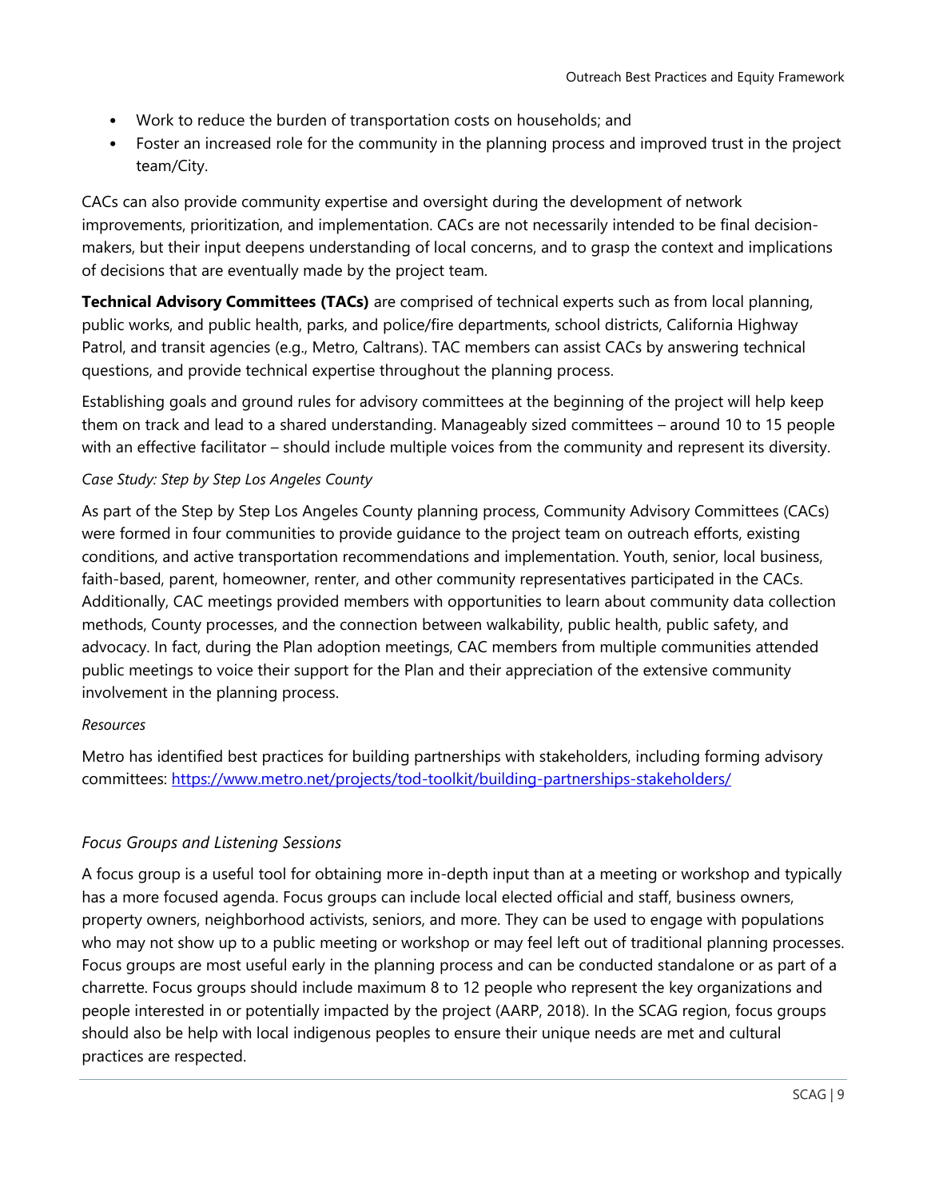- Work to reduce the burden of transportation costs on households; and
- Foster an increased role for the community in the planning process and improved trust in the project team/City.

CACs can also provide community expertise and oversight during the development of network improvements, prioritization, and implementation. CACs are not necessarily intended to be final decision-makers, but their input deepens understanding of local concerns, and to grasp the context and implications of decisions that are eventually made by the project team.

**Technical Advisory Committees (TACs)** are comprised of technical experts such as from local planning, public works, and public health, parks, and police/fire departments, school districts, California Highway Patrol, and transit agencies (e.g., Metro, Caltrans). TAC members can assist CACs by answering technical questions, and provide technical expertise throughout the planning process.

Establishing goals and ground rules for advisory committees at the beginning of the project will help keep them on track and lead to a shared understanding. Manageably sized committees – around 10 to 15 people with an effective facilitator – should include multiple voices from the community and represent its diversity.

*Case Study: Step by Step Los Angeles County*

As part of the Step by Step Los Angeles County planning process, Community Advisory Committees (CACs) were formed in four communities to provide guidance to the project team on outreach efforts, existing conditions, and active transportation recommendations and implementation. Youth, senior, local business, faith-based, parent, homeowner, renter, and other community representatives participated in the CACs. Additionally, CAC meetings provided members with opportunities to learn about community data collection methods, County processes, and the connection between walkability, public health, public safety, and advocacy. In fact, during the Plan adoption meetings, CAC members from multiple communities attended public meetings to voice their support for the Plan and their appreciation of the extensive community involvement in the planning process.

*Resources*

Metro has identified best practices for building partnerships with stakeholders, including forming advisory committees: https://www.metro.net/projects/tod-toolkit/building-partnerships-stakeholders/

### *Focus Groups and Listening Sessions*

A focus group is a useful tool for obtaining more in-depth input than at a meeting or workshop and typically has a more focused agenda. Focus groups can include local elected official and staff, business owners, property owners, neighborhood activists, seniors, and more. They can be used to engage with populations who may not show up to a public meeting or workshop or may feel left out of traditional planning processes. Focus groups are most useful early in the planning process and can be conducted standalone or as part of a charrette. Focus groups should include maximum 8 to 12 people who represent the key organizations and people interested in or potentially impacted by the project (AARP, 2018). In the SCAG region, focus groups should also be help with local indigenous peoples to ensure their unique needs are met and cultural practices are respected.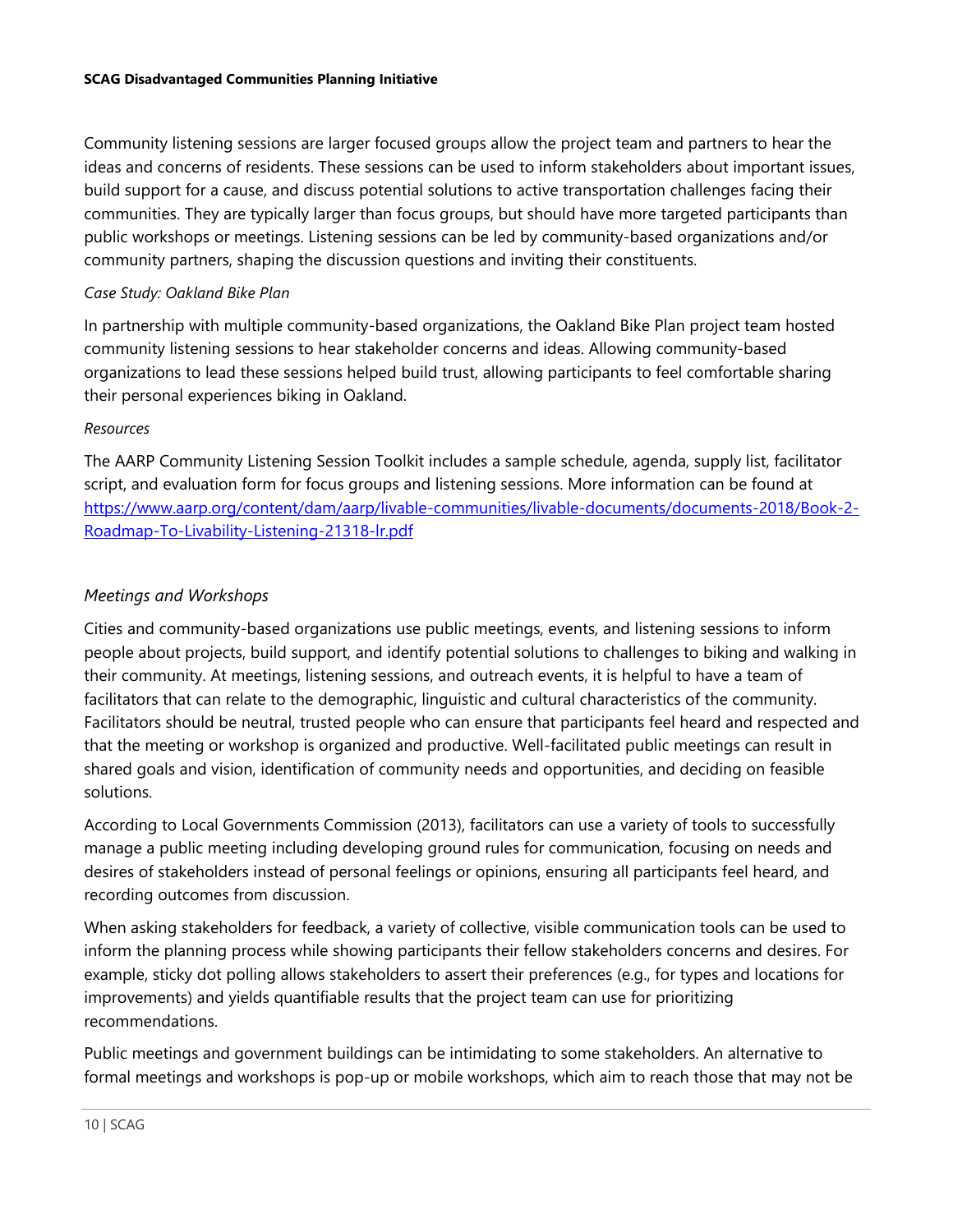Community listening sessions are larger focused groups allow the project team and partners to hear the ideas and concerns of residents. These sessions can be used to inform stakeholders about important issues, build support for a cause, and discuss potential solutions to active transportation challenges facing their communities. They are typically larger than focus groups, but should have more targeted participants than public workshops or meetings. Listening sessions can be led by community-based organizations and/or community partners, shaping the discussion questions and inviting their constituents.

*Case Study: Oakland Bike Plan*

In partnership with multiple community-based organizations, the Oakland Bike Plan project team hosted community listening sessions to hear stakeholder concerns and ideas. Allowing community-based organizations to lead these sessions helped build trust, allowing participants to feel comfortable sharing their personal experiences biking in Oakland.

*Resources*

The AARP Community Listening Session Toolkit includes a sample schedule, agenda, supply list, facilitator script, and evaluation form for focus groups and listening sessions. More information can be found at https://www.aarp.org/content/dam/aarp/livable-communities/livable-documents/documents-2018/Book-2-Roadmap-To-Livability-Listening-21318-lr.pdf

### *Meetings and Workshops*

Cities and community-based organizations use public meetings, events, and listening sessions to inform people about projects, build support, and identify potential solutions to challenges to biking and walking in their community. At meetings, listening sessions, and outreach events, it is helpful to have a team of facilitators that can relate to the demographic, linguistic and cultural characteristics of the community. Facilitators should be neutral, trusted people who can ensure that participants feel heard and respected and that the meeting or workshop is organized and productive. Well-facilitated public meetings can result in shared goals and vision, identification of community needs and opportunities, and deciding on feasible solutions.

According to Local Governments Commission (2013), facilitators can use a variety of tools to successfully manage a public meeting including developing ground rules for communication, focusing on needs and desires of stakeholders instead of personal feelings or opinions, ensuring all participants feel heard, and recording outcomes from discussion.

When asking stakeholders for feedback, a variety of collective, visible communication tools can be used to inform the planning process while showing participants their fellow stakeholders concerns and desires. For example, sticky dot polling allows stakeholders to assert their preferences (e.g., for types and locations for improvements) and yields quantifiable results that the project team can use for prioritizing recommendations.

Public meetings and government buildings can be intimidating to some stakeholders. An alternative to formal meetings and workshops is pop-up or mobile workshops, which aim to reach those that may not be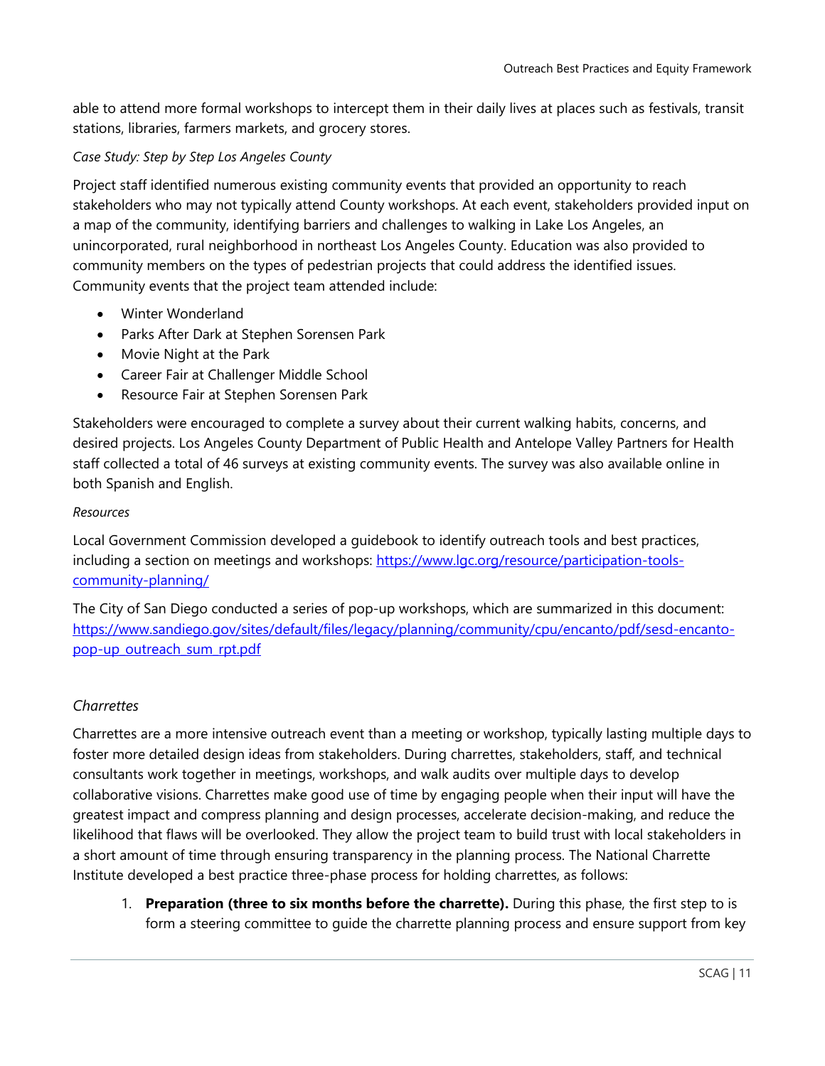able to attend more formal workshops to intercept them in their daily lives at places such as festivals, transit stations, libraries, farmers markets, and grocery stores.

*Case Study: Step by Step Los Angeles County*

Project staff identified numerous existing community events that provided an opportunity to reach stakeholders who may not typically attend County workshops. At each event, stakeholders provided input on a map of the community, identifying barriers and challenges to walking in Lake Los Angeles, an unincorporated, rural neighborhood in northeast Los Angeles County. Education was also provided to community members on the types of pedestrian projects that could address the identified issues. Community events that the project team attended include:

- Winter Wonderland
- Parks After Dark at Stephen Sorensen Park
- Movie Night at the Park
- Career Fair at Challenger Middle School
- Resource Fair at Stephen Sorensen Park

Stakeholders were encouraged to complete a survey about their current walking habits, concerns, and desired projects. Los Angeles County Department of Public Health and Antelope Valley Partners for Health staff collected a total of 46 surveys at existing community events. The survey was also available online in both Spanish and English.

*Resources*

Local Government Commission developed a guidebook to identify outreach tools and best practices, including a section on meetings and workshops: https://www.lgc.org/resource/participation-tools-community-planning/

The City of San Diego conducted a series of pop-up workshops, which are summarized in this document: https://www.sandiego.gov/sites/default/files/legacy/planning/community/cpu/encanto/pdf/sesd-encanto-pop-up_outreach_sum_rpt.pdf

### *Charrettes*

Charrettes are a more intensive outreach event than a meeting or workshop, typically lasting multiple days to foster more detailed design ideas from stakeholders. During charrettes, stakeholders, staff, and technical consultants work together in meetings, workshops, and walk audits over multiple days to develop collaborative visions. Charrettes make good use of time by engaging people when their input will have the greatest impact and compress planning and design processes, accelerate decision-making, and reduce the likelihood that flaws will be overlooked. They allow the project team to build trust with local stakeholders in a short amount of time through ensuring transparency in the planning process. The National Charrette Institute developed a best practice three-phase process for holding charrettes, as follows:

1. **Preparation (three to six months before the charrette).** During this phase, the first step to is form a steering committee to guide the charrette planning process and ensure support from key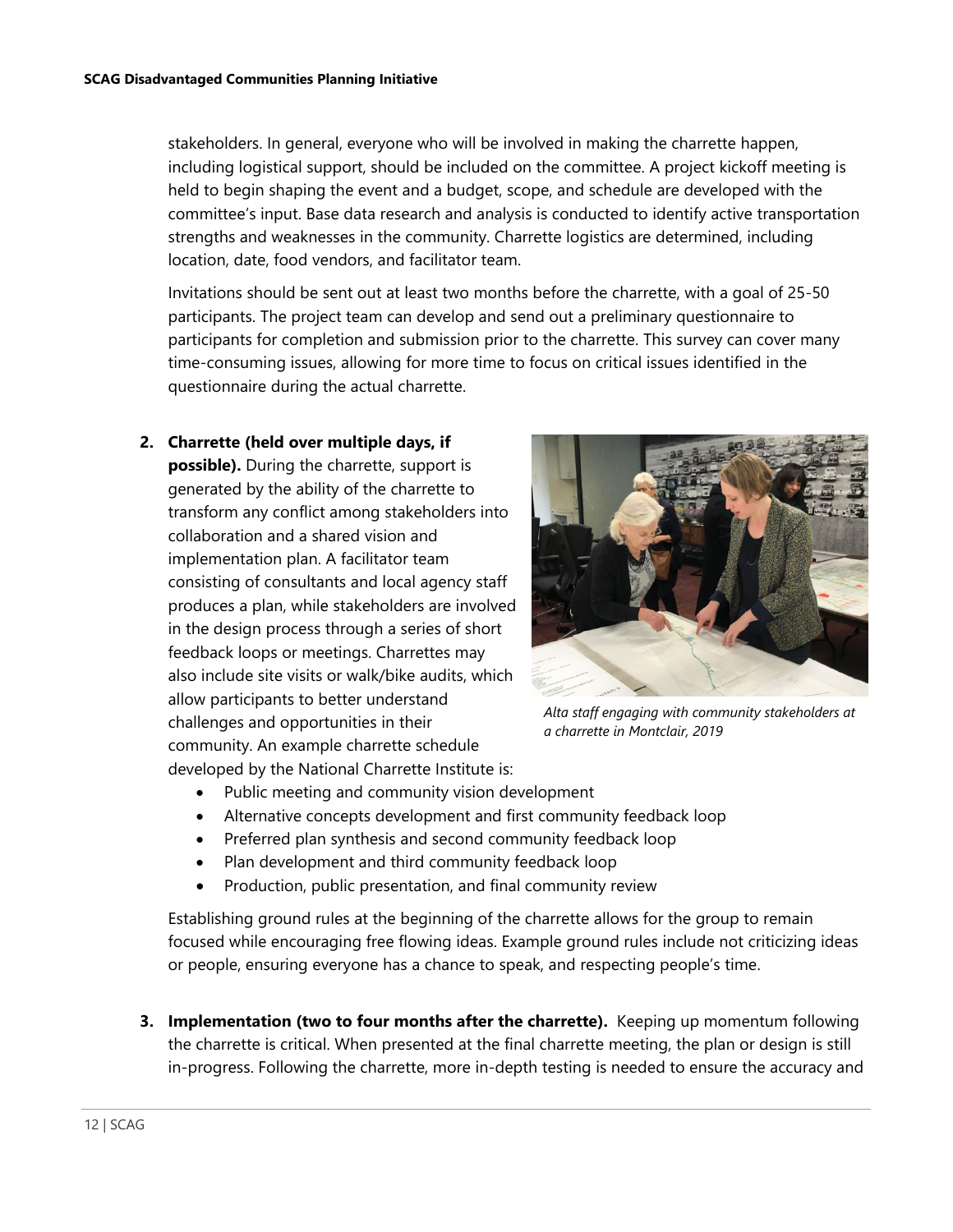stakeholders. In general, everyone who will be involved in making the charrette happen, including logistical support, should be included on the committee. A project kickoff meeting is held to begin shaping the event and a budget, scope, and schedule are developed with the committee's input. Base data research and analysis is conducted to identify active transportation strengths and weaknesses in the community. Charrette logistics are determined, including location, date, food vendors, and facilitator team.

Invitations should be sent out at least two months before the charrette, with a goal of 25-50 participants. The project team can develop and send out a preliminary questionnaire to participants for completion and submission prior to the charrette. This survey can cover many time-consuming issues, allowing for more time to focus on critical issues identified in the questionnaire during the actual charrette.

2. **Charrette (held over multiple days, if possible).** During the charrette, support is generated by the ability of the charrette to transform any conflict among stakeholders into collaboration and a shared vision and implementation plan. A facilitator team consisting of consultants and local agency staff produces a plan, while stakeholders are involved in the design process through a series of short feedback loops or meetings. Charrettes may also include site visits or walk/bike audits, which allow participants to better understand challenges and opportunities in their community. An example charrette schedule developed by the National Charrette Institute is:
   - Public meeting and community vision development
   - Alternative concepts development and first community feedback loop
   - Preferred plan synthesis and second community feedback loop
   - Plan development and third community feedback loop
   - Production, public presentation, and final community review

   Establishing ground rules at the beginning of the charrette allows for the group to remain focused while encouraging free flowing ideas. Example ground rules include not criticizing ideas or people, ensuring everyone has a chance to speak, and respecting people's time.

*Alta staff engaging with community stakeholders at a charrette in Montclair, 2019*

3. **Implementation (two to four months after the charrette).** Keeping up momentum following the charrette is critical. When presented at the final charrette meeting, the plan or design is still in-progress. Following the charrette, more in-depth testing is needed to ensure the accuracy and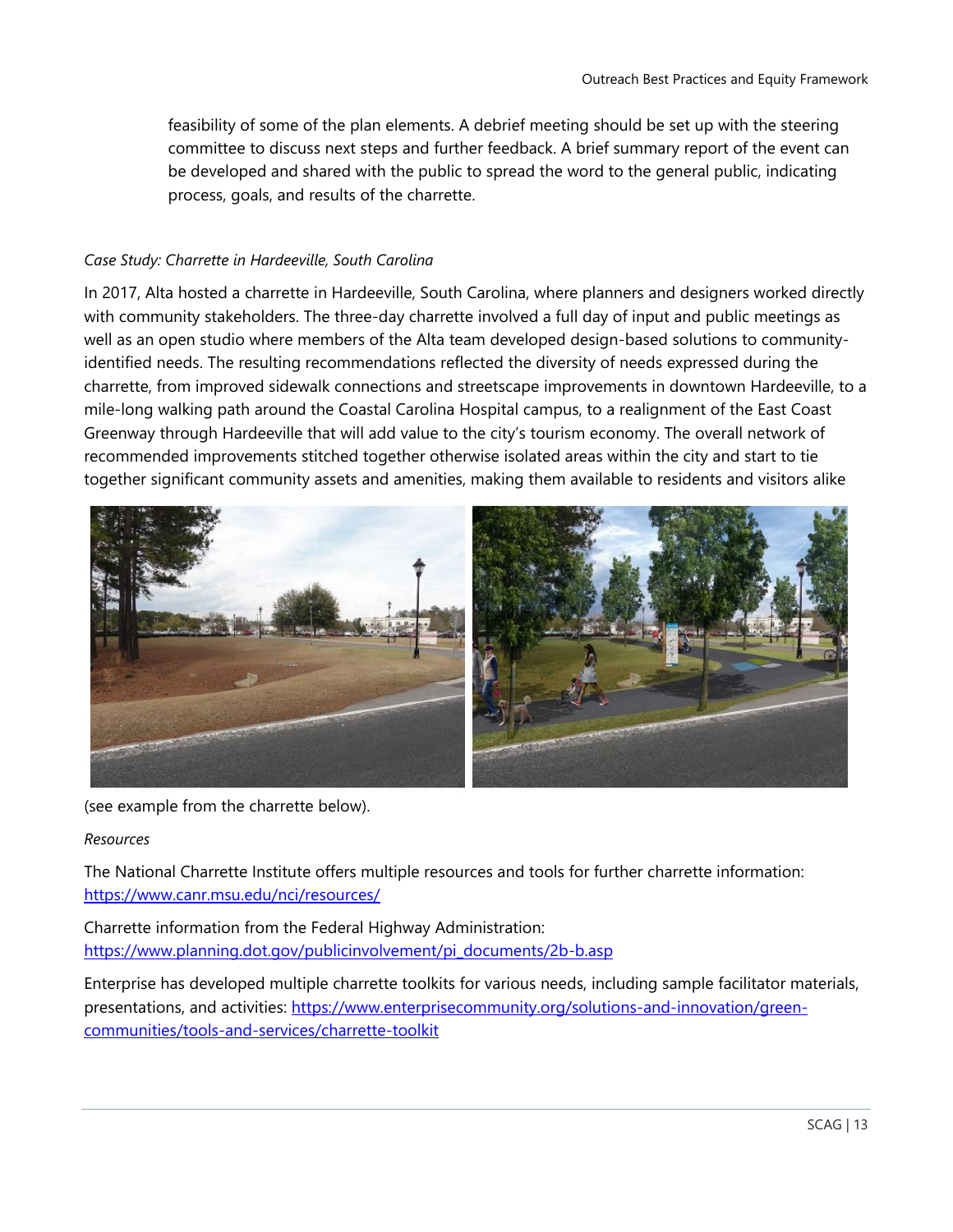feasibility of some of the plan elements. A debrief meeting should be set up with the steering committee to discuss next steps and further feedback. A brief summary report of the event can be developed and shared with the public to spread the word to the general public, indicating process, goals, and results of the charrette.

*Case Study: Charrette in Hardeeville, South Carolina*

In 2017, Alta hosted a charrette in Hardeeville, South Carolina, where planners and designers worked directly with community stakeholders. The three-day charrette involved a full day of input and public meetings as well as an open studio where members of the Alta team developed design-based solutions to community-identified needs. The resulting recommendations reflected the diversity of needs expressed during the charrette, from improved sidewalk connections and streetscape improvements in downtown Hardeeville, to a mile-long walking path around the Coastal Carolina Hospital campus, to a realignment of the East Coast Greenway through Hardeeville that will add value to the city's tourism economy. The overall network of recommended improvements stitched together otherwise isolated areas within the city and start to tie together significant community assets and amenities, making them available to residents and visitors alike

(see example from the charrette below).

*Resources*

The National Charrette Institute offers multiple resources and tools for further charrette information: https://www.canr.msu.edu/nci/resources/

Charrette information from the Federal Highway Administration: https://www.planning.dot.gov/publicinvolvement/pi_documents/2b-b.asp

Enterprise has developed multiple charrette toolkits for various needs, including sample facilitator materials, presentations, and activities: https://www.enterprisecommunity.org/solutions-and-innovation/green-communities/tools-and-services/charrette-toolkit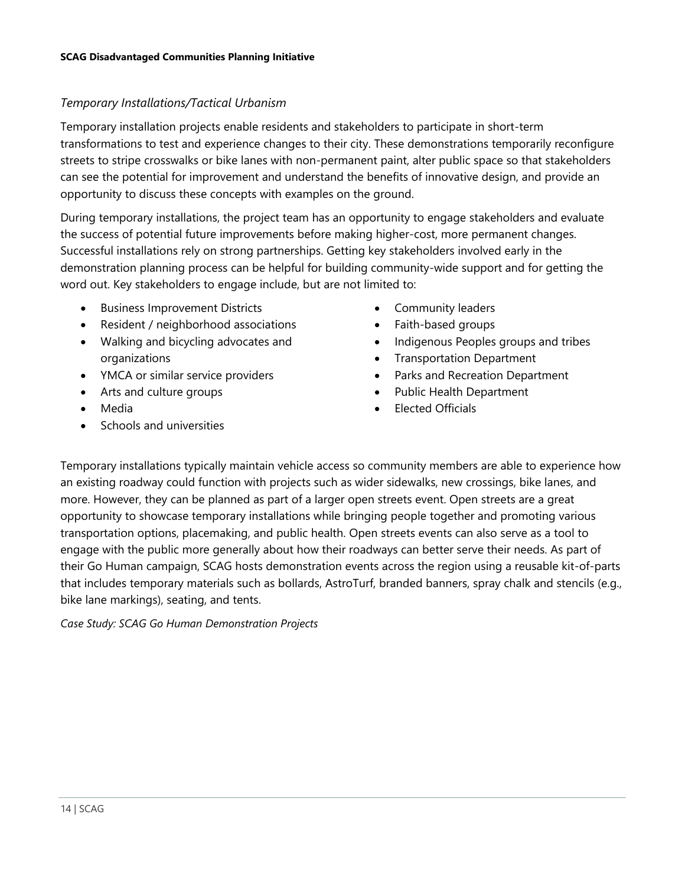*Temporary Installations/Tactical Urbanism*

Temporary installation projects enable residents and stakeholders to participate in short-term transformations to test and experience changes to their city. These demonstrations temporarily reconfigure streets to stripe crosswalks or bike lanes with non-permanent paint, alter public space so that stakeholders can see the potential for improvement and understand the benefits of innovative design, and provide an opportunity to discuss these concepts with examples on the ground.

During temporary installations, the project team has an opportunity to engage stakeholders and evaluate the success of potential future improvements before making higher-cost, more permanent changes. Successful installations rely on strong partnerships. Getting key stakeholders involved early in the demonstration planning process can be helpful for building community-wide support and for getting the word out. Key stakeholders to engage include, but are not limited to:

- Business Improvement Districts
- Resident / neighborhood associations
- Walking and bicycling advocates and organizations
- YMCA or similar service providers
- Arts and culture groups
- Media
- Schools and universities
- Community leaders
- Faith-based groups
- Indigenous Peoples groups and tribes
- Transportation Department
- Parks and Recreation Department
- Public Health Department
- Elected Officials

Temporary installations typically maintain vehicle access so community members are able to experience how an existing roadway could function with projects such as wider sidewalks, new crossings, bike lanes, and more. However, they can be planned as part of a larger open streets event. Open streets are a great opportunity to showcase temporary installations while bringing people together and promoting various transportation options, placemaking, and public health. Open streets events can also serve as a tool to engage with the public more generally about how their roadways can better serve their needs. As part of their Go Human campaign, SCAG hosts demonstration events across the region using a reusable kit-of-parts that includes temporary materials such as bollards, AstroTurf, branded banners, spray chalk and stencils (e.g., bike lane markings), seating, and tents.

*Case Study: SCAG Go Human Demonstration Projects*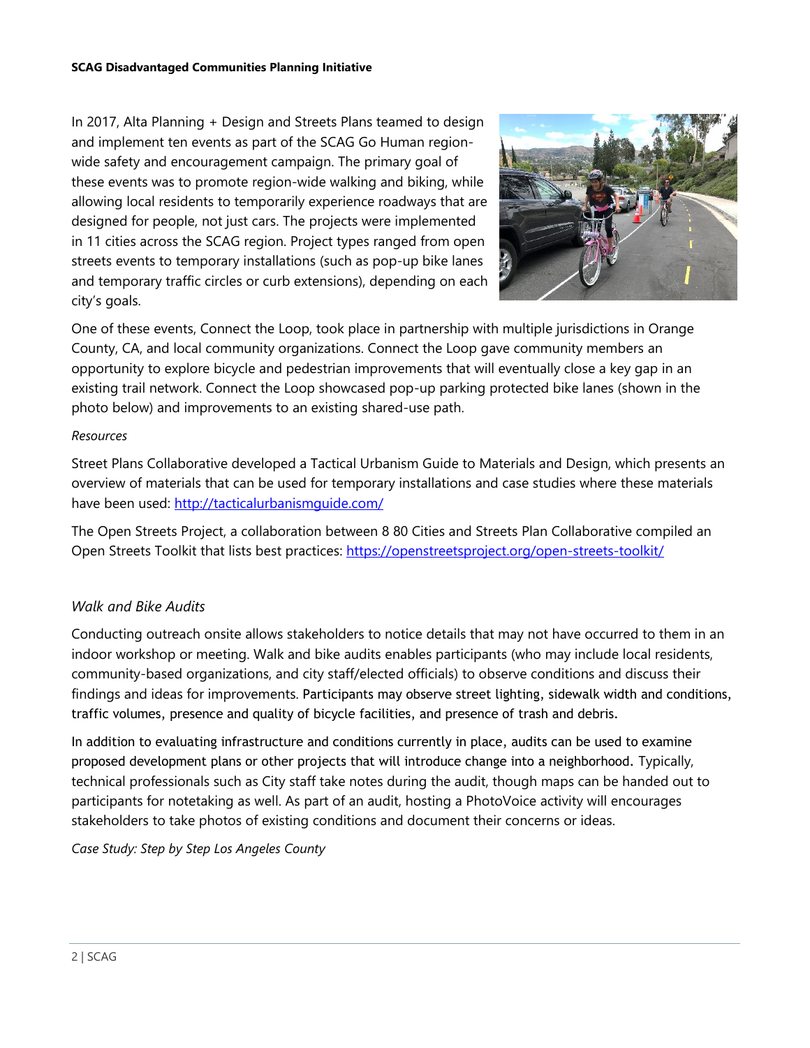In 2017, Alta Planning + Design and Streets Plans teamed to design and implement ten events as part of the SCAG Go Human region-wide safety and encouragement campaign. The primary goal of these events was to promote region-wide walking and biking, while allowing local residents to temporarily experience roadways that are designed for people, not just cars. The projects were implemented in 11 cities across the SCAG region. Project types ranged from open streets events to temporary installations (such as pop-up bike lanes and temporary traffic circles or curb extensions), depending on each city's goals.

One of these events, Connect the Loop, took place in partnership with multiple jurisdictions in Orange County, CA, and local community organizations. Connect the Loop gave community members an opportunity to explore bicycle and pedestrian improvements that will eventually close a key gap in an existing trail network. Connect the Loop showcased pop-up parking protected bike lanes (shown in the photo below) and improvements to an existing shared-use path.

*Resources*

Street Plans Collaborative developed a Tactical Urbanism Guide to Materials and Design, which presents an overview of materials that can be used for temporary installations and case studies where these materials have been used: http://tacticalurbanismguide.com/

The Open Streets Project, a collaboration between 8 80 Cities and Streets Plan Collaborative compiled an Open Streets Toolkit that lists best practices: https://openstreetsproject.org/open-streets-toolkit/

### *Walk and Bike Audits*

Conducting outreach onsite allows stakeholders to notice details that may not have occurred to them in an indoor workshop or meeting. Walk and bike audits enables participants (who may include local residents, community-based organizations, and city staff/elected officials) to observe conditions and discuss their findings and ideas for improvements. Participants may observe street lighting, sidewalk width and conditions, traffic volumes, presence and quality of bicycle facilities, and presence of trash and debris.

In addition to evaluating infrastructure and conditions currently in place, audits can be used to examine proposed development plans or other projects that will introduce change into a neighborhood. Typically, technical professionals such as City staff take notes during the audit, though maps can be handed out to participants for notetaking as well. As part of an audit, hosting a PhotoVoice activity will encourages stakeholders to take photos of existing conditions and document their concerns or ideas.

*Case Study: Step by Step Los Angeles County*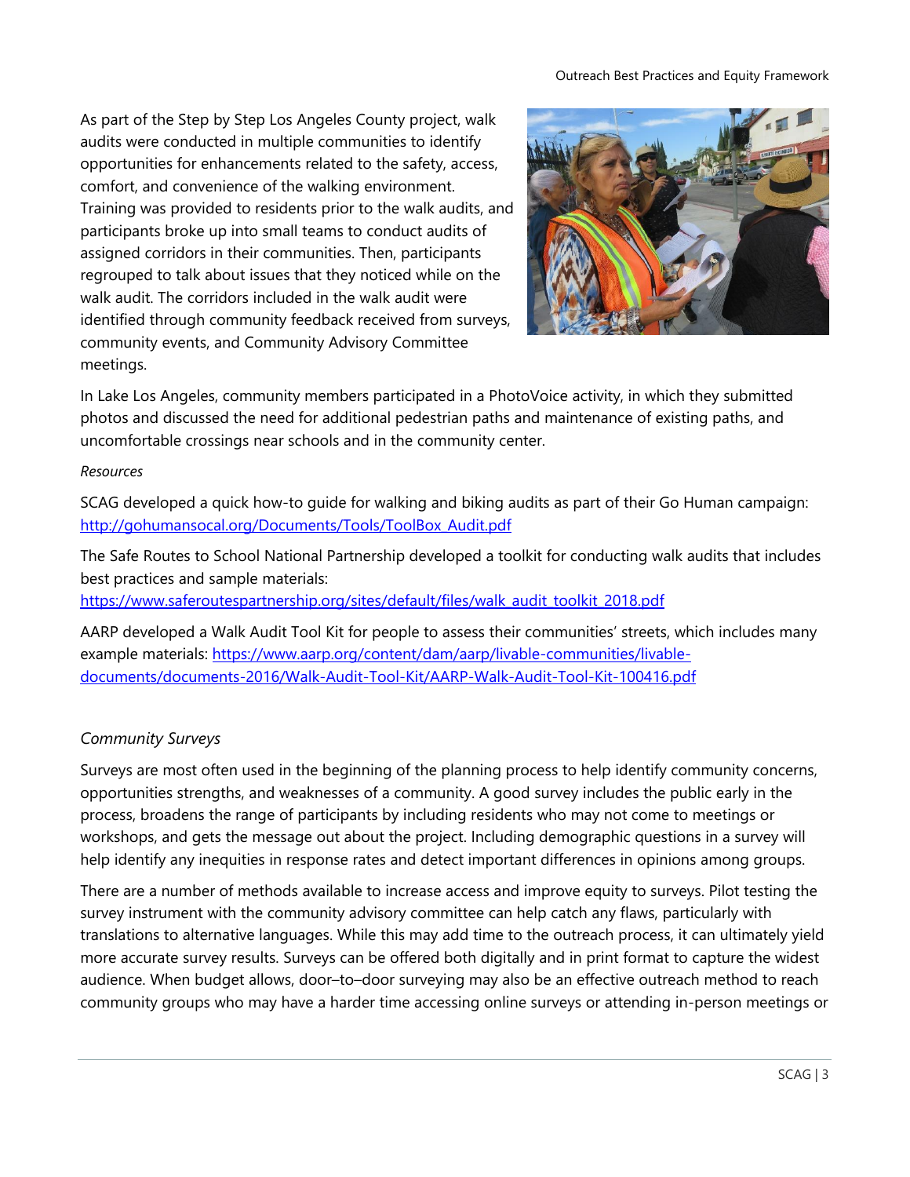As part of the Step by Step Los Angeles County project, walk audits were conducted in multiple communities to identify opportunities for enhancements related to the safety, access, comfort, and convenience of the walking environment. Training was provided to residents prior to the walk audits, and participants broke up into small teams to conduct audits of assigned corridors in their communities. Then, participants regrouped to talk about issues that they noticed while on the walk audit. The corridors included in the walk audit were identified through community feedback received from surveys, community events, and Community Advisory Committee meetings.

In Lake Los Angeles, community members participated in a PhotoVoice activity, in which they submitted photos and discussed the need for additional pedestrian paths and maintenance of existing paths, and uncomfortable crossings near schools and in the community center.

*Resources*

SCAG developed a quick how-to guide for walking and biking audits as part of their Go Human campaign: http://gohumansocal.org/Documents/Tools/ToolBox_Audit.pdf

The Safe Routes to School National Partnership developed a toolkit for conducting walk audits that includes best practices and sample materials: https://www.saferoutespartnership.org/sites/default/files/walk_audit_toolkit_2018.pdf

AARP developed a Walk Audit Tool Kit for people to assess their communities' streets, which includes many example materials: https://www.aarp.org/content/dam/aarp/livable-communities/livable-documents/documents-2016/Walk-Audit-Tool-Kit/AARP-Walk-Audit-Tool-Kit-100416.pdf

### *Community Surveys*

Surveys are most often used in the beginning of the planning process to help identify community concerns, opportunities strengths, and weaknesses of a community. A good survey includes the public early in the process, broadens the range of participants by including residents who may not come to meetings or workshops, and gets the message out about the project. Including demographic questions in a survey will help identify any inequities in response rates and detect important differences in opinions among groups.

There are a number of methods available to increase access and improve equity to surveys. Pilot testing the survey instrument with the community advisory committee can help catch any flaws, particularly with translations to alternative languages. While this may add time to the outreach process, it can ultimately yield more accurate survey results. Surveys can be offered both digitally and in print format to capture the widest audience. When budget allows, door–to–door surveying may also be an effective outreach method to reach community groups who may have a harder time accessing online surveys or attending in-person meetings or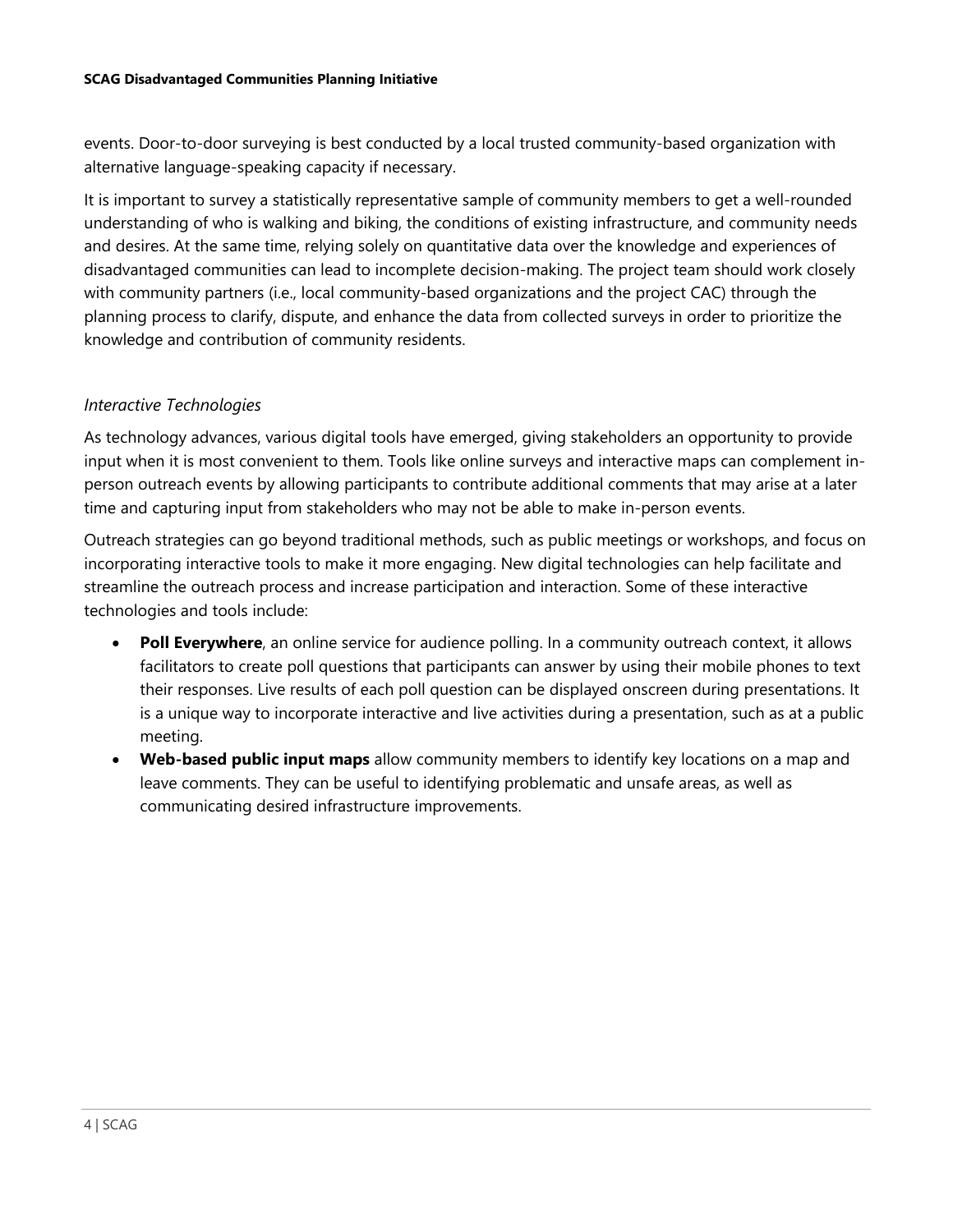events. Door-to-door surveying is best conducted by a local trusted community-based organization with alternative language-speaking capacity if necessary.

It is important to survey a statistically representative sample of community members to get a well-rounded understanding of who is walking and biking, the conditions of existing infrastructure, and community needs and desires. At the same time, relying solely on quantitative data over the knowledge and experiences of disadvantaged communities can lead to incomplete decision-making. The project team should work closely with community partners (i.e., local community-based organizations and the project CAC) through the planning process to clarify, dispute, and enhance the data from collected surveys in order to prioritize the knowledge and contribution of community residents.

### *Interactive Technologies*

As technology advances, various digital tools have emerged, giving stakeholders an opportunity to provide input when it is most convenient to them. Tools like online surveys and interactive maps can complement in-person outreach events by allowing participants to contribute additional comments that may arise at a later time and capturing input from stakeholders who may not be able to make in-person events.

Outreach strategies can go beyond traditional methods, such as public meetings or workshops, and focus on incorporating interactive tools to make it more engaging. New digital technologies can help facilitate and streamline the outreach process and increase participation and interaction. Some of these interactive technologies and tools include:

- **Poll Everywhere**, an online service for audience polling. In a community outreach context, it allows facilitators to create poll questions that participants can answer by using their mobile phones to text their responses. Live results of each poll question can be displayed onscreen during presentations. It is a unique way to incorporate interactive and live activities during a presentation, such as at a public meeting.
- **Web-based public input maps** allow community members to identify key locations on a map and leave comments. They can be useful to identifying problematic and unsafe areas, as well as communicating desired infrastructure improvements.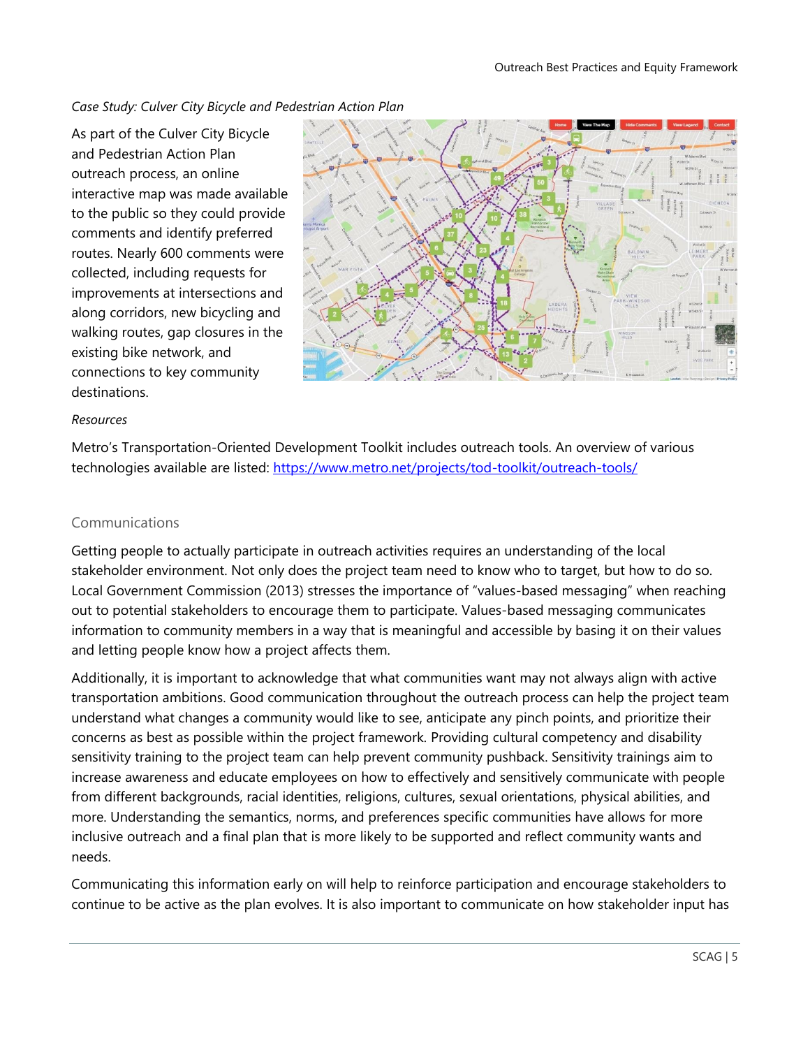*Case Study: Culver City Bicycle and Pedestrian Action Plan*

As part of the Culver City Bicycle and Pedestrian Action Plan outreach process, an online interactive map was made available to the public so they could provide comments and identify preferred routes. Nearly 600 comments were collected, including requests for improvements at intersections and along corridors, new bicycling and walking routes, gap closures in the existing bike network, and connections to key community destinations.

*Resources*

Metro's Transportation-Oriented Development Toolkit includes outreach tools. An overview of various technologies available are listed: https://www.metro.net/projects/tod-toolkit/outreach-tools/

## Communications

Getting people to actually participate in outreach activities requires an understanding of the local stakeholder environment. Not only does the project team need to know who to target, but how to do so. Local Government Commission (2013) stresses the importance of "values-based messaging" when reaching out to potential stakeholders to encourage them to participate. Values-based messaging communicates information to community members in a way that is meaningful and accessible by basing it on their values and letting people know how a project affects them.

Additionally, it is important to acknowledge that what communities want may not always align with active transportation ambitions. Good communication throughout the outreach process can help the project team understand what changes a community would like to see, anticipate any pinch points, and prioritize their concerns as best as possible within the project framework. Providing cultural competency and disability sensitivity training to the project team can help prevent community pushback. Sensitivity trainings aim to increase awareness and educate employees on how to effectively and sensitively communicate with people from different backgrounds, racial identities, religions, cultures, sexual orientations, physical abilities, and more. Understanding the semantics, norms, and preferences specific communities have allows for more inclusive outreach and a final plan that is more likely to be supported and reflect community wants and needs.

Communicating this information early on will help to reinforce participation and encourage stakeholders to continue to be active as the plan evolves. It is also important to communicate on how stakeholder input has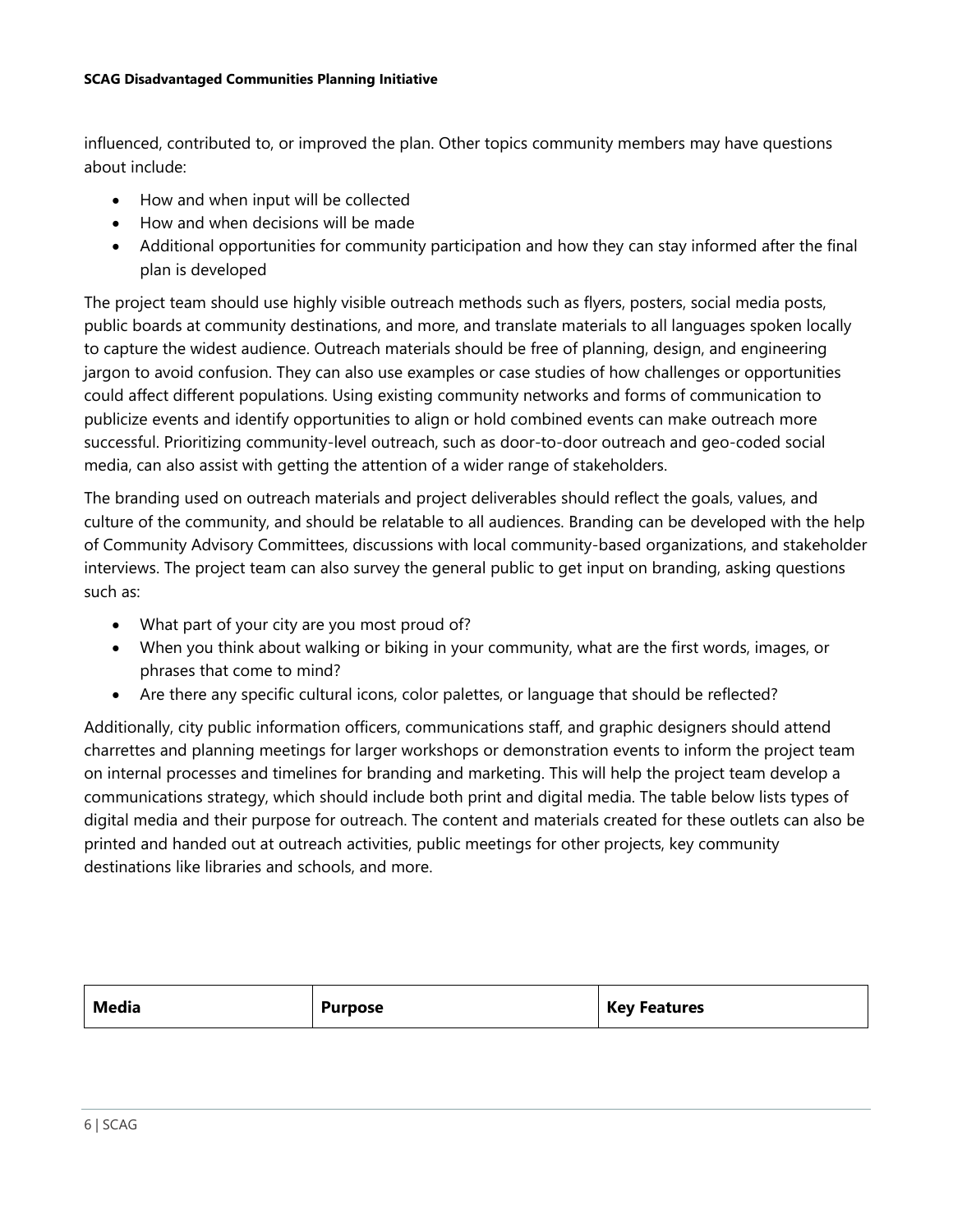influenced, contributed to, or improved the plan. Other topics community members may have questions about include:

- How and when input will be collected
- How and when decisions will be made
- Additional opportunities for community participation and how they can stay informed after the final plan is developed

The project team should use highly visible outreach methods such as flyers, posters, social media posts, public boards at community destinations, and more, and translate materials to all languages spoken locally to capture the widest audience. Outreach materials should be free of planning, design, and engineering jargon to avoid confusion. They can also use examples or case studies of how challenges or opportunities could affect different populations. Using existing community networks and forms of communication to publicize events and identify opportunities to align or hold combined events can make outreach more successful. Prioritizing community-level outreach, such as door-to-door outreach and geo-coded social media, can also assist with getting the attention of a wider range of stakeholders.

The branding used on outreach materials and project deliverables should reflect the goals, values, and culture of the community, and should be relatable to all audiences. Branding can be developed with the help of Community Advisory Committees, discussions with local community-based organizations, and stakeholder interviews. The project team can also survey the general public to get input on branding, asking questions such as:

- What part of your city are you most proud of?
- When you think about walking or biking in your community, what are the first words, images, or phrases that come to mind?
- Are there any specific cultural icons, color palettes, or language that should be reflected?

Additionally, city public information officers, communications staff, and graphic designers should attend charrettes and planning meetings for larger workshops or demonstration events to inform the project team on internal processes and timelines for branding and marketing. This will help the project team develop a communications strategy, which should include both print and digital media. The table below lists types of digital media and their purpose for outreach. The content and materials created for these outlets can also be printed and handed out at outreach activities, public meetings for other projects, key community destinations like libraries and schools, and more.

| Media | Purpose | Key Features |
| --- | --- | --- |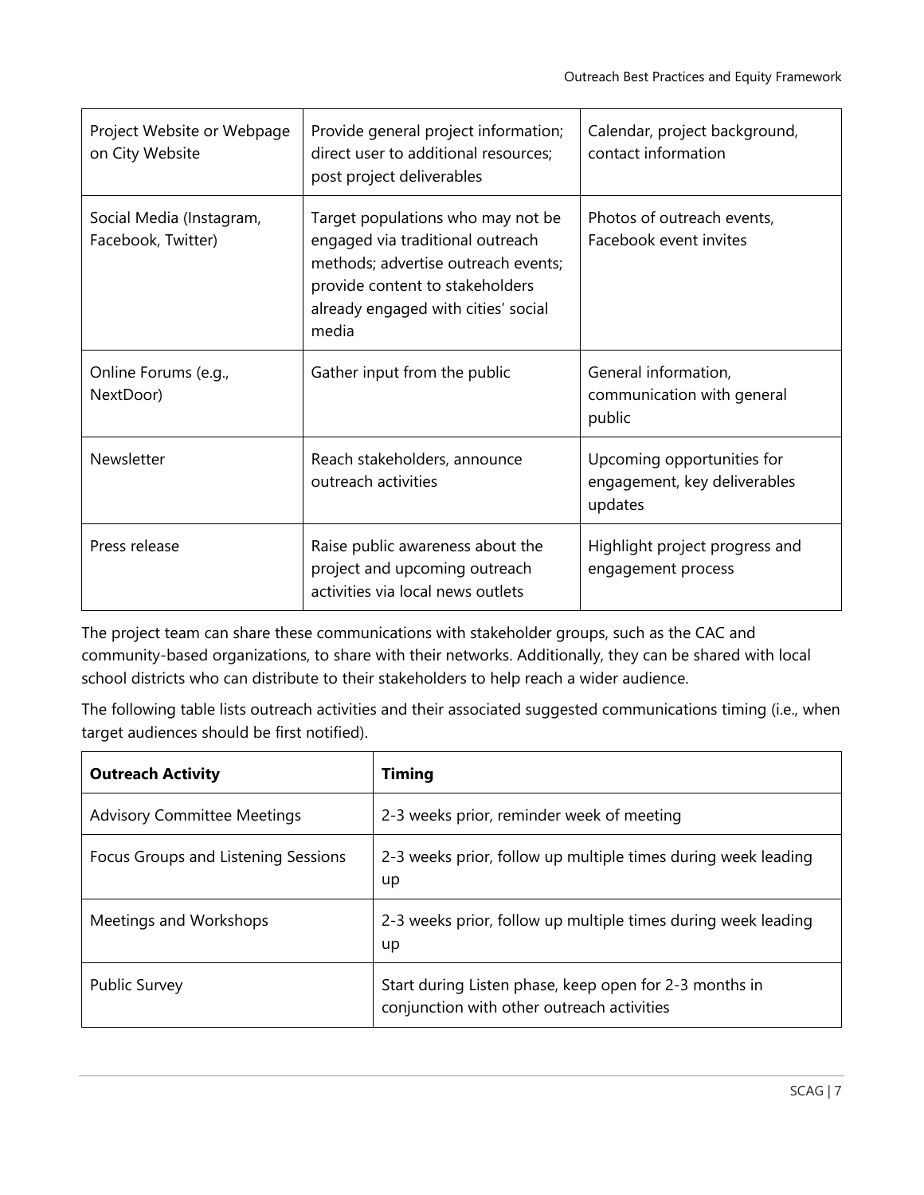| | | |
|---|---|---|
| Project Website or Webpage on City Website | Provide general project information; direct user to additional resources; post project deliverables | Calendar, project background, contact information |
| Social Media (Instagram, Facebook, Twitter) | Target populations who may not be engaged via traditional outreach methods; advertise outreach events; provide content to stakeholders already engaged with cities' social media | Photos of outreach events, Facebook event invites |
| Online Forums (e.g., NextDoor) | Gather input from the public | General information, communication with general public |
| Newsletter | Reach stakeholders, announce outreach activities | Upcoming opportunities for engagement, key deliverables updates |
| Press release | Raise public awareness about the project and upcoming outreach activities via local news outlets | Highlight project progress and engagement process |

The project team can share these communications with stakeholder groups, such as the CAC and community-based organizations, to share with their networks. Additionally, they can be shared with local school districts who can distribute to their stakeholders to help reach a wider audience.

The following table lists outreach activities and their associated suggested communications timing (i.e., when target audiences should be first notified).

| **Outreach Activity** | **Timing** |
|---|---|
| Advisory Committee Meetings | 2-3 weeks prior, reminder week of meeting |
| Focus Groups and Listening Sessions | 2-3 weeks prior, follow up multiple times during week leading up |
| Meetings and Workshops | 2-3 weeks prior, follow up multiple times during week leading up |
| Public Survey | Start during Listen phase, keep open for 2-3 months in conjunction with other outreach activities |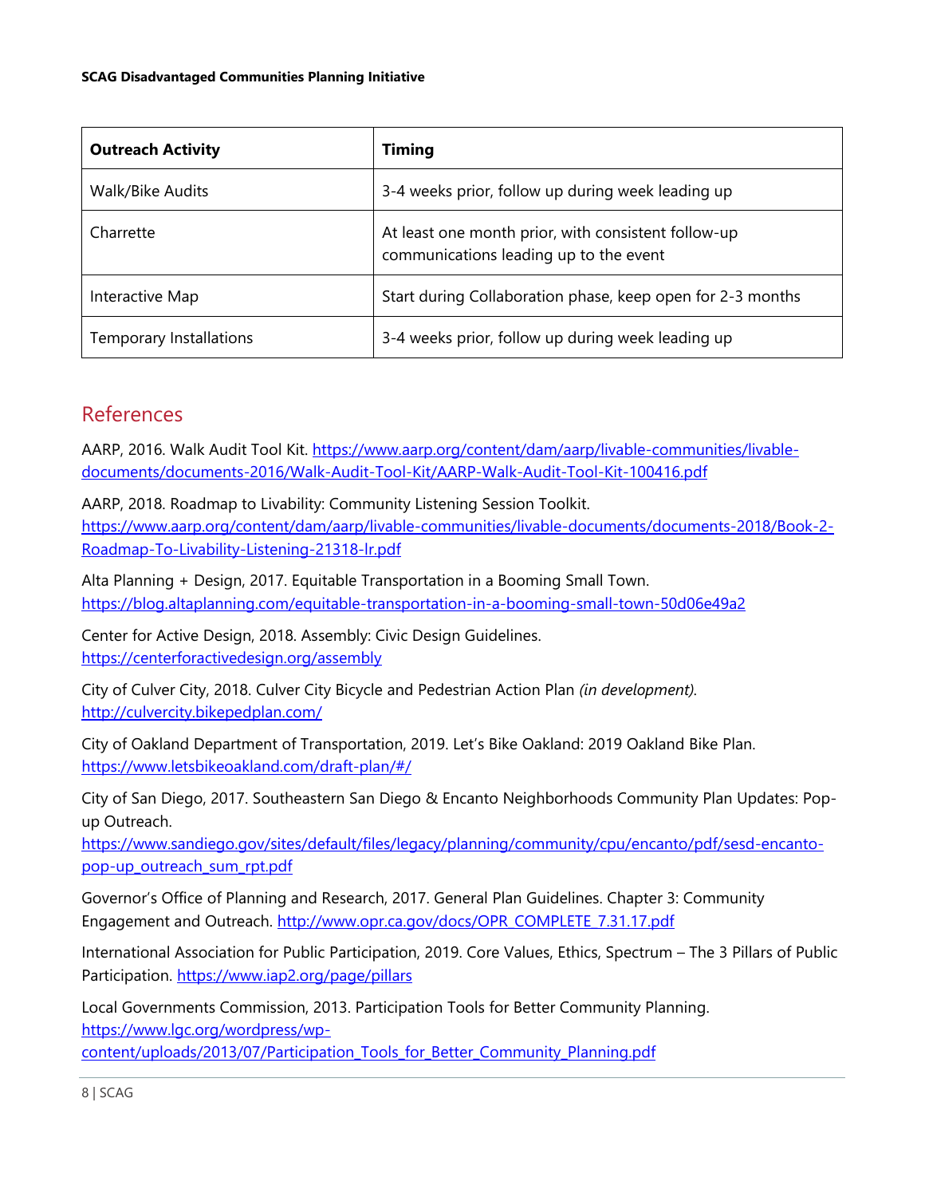| Outreach Activity | Timing |
| --- | --- |
| Walk/Bike Audits | 3-4 weeks prior, follow up during week leading up |
| Charrette | At least one month prior, with consistent follow-up communications leading up to the event |
| Interactive Map | Start during Collaboration phase, keep open for 2-3 months |
| Temporary Installations | 3-4 weeks prior, follow up during week leading up |

## References

AARP, 2016. Walk Audit Tool Kit. https://www.aarp.org/content/dam/aarp/livable-communities/livable-documents/documents-2016/Walk-Audit-Tool-Kit/AARP-Walk-Audit-Tool-Kit-100416.pdf

AARP, 2018. Roadmap to Livability: Community Listening Session Toolkit. https://www.aarp.org/content/dam/aarp/livable-communities/livable-documents/documents-2018/Book-2-Roadmap-To-Livability-Listening-21318-lr.pdf

Alta Planning + Design, 2017. Equitable Transportation in a Booming Small Town. https://blog.altaplanning.com/equitable-transportation-in-a-booming-small-town-50d06e49a2

Center for Active Design, 2018. Assembly: Civic Design Guidelines. https://centerforactivedesign.org/assembly

City of Culver City, 2018. Culver City Bicycle and Pedestrian Action Plan *(in development)*. http://culvercity.bikepedplan.com/

City of Oakland Department of Transportation, 2019. Let's Bike Oakland: 2019 Oakland Bike Plan. https://www.letsbikeoakland.com/draft-plan/#/

City of San Diego, 2017. Southeastern San Diego & Encanto Neighborhoods Community Plan Updates: Pop-up Outreach. https://www.sandiego.gov/sites/default/files/legacy/planning/community/cpu/encanto/pdf/sesd-encanto-pop-up_outreach_sum_rpt.pdf

Governor's Office of Planning and Research, 2017. General Plan Guidelines. Chapter 3: Community Engagement and Outreach. http://www.opr.ca.gov/docs/OPR_COMPLETE_7.31.17.pdf

International Association for Public Participation, 2019. Core Values, Ethics, Spectrum – The 3 Pillars of Public Participation. https://www.iap2.org/page/pillars

Local Governments Commission, 2013. Participation Tools for Better Community Planning. https://www.lgc.org/wordpress/wp-content/uploads/2013/07/Participation_Tools_for_Better_Community_Planning.pdf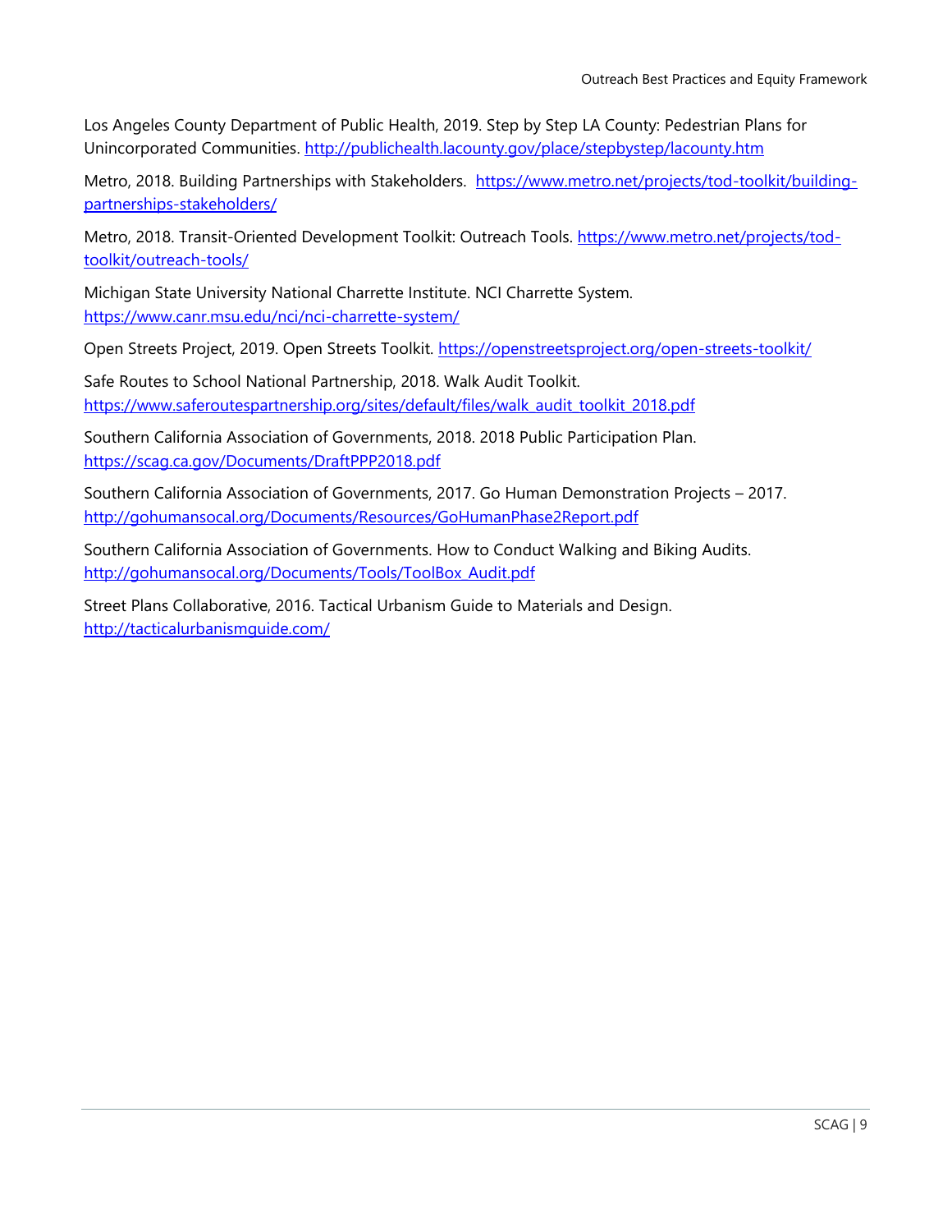Los Angeles County Department of Public Health, 2019. Step by Step LA County: Pedestrian Plans for Unincorporated Communities. http://publichealth.lacounty.gov/place/stepbystep/lacounty.htm

Metro, 2018. Building Partnerships with Stakeholders. https://www.metro.net/projects/tod-toolkit/building-partnerships-stakeholders/

Metro, 2018. Transit-Oriented Development Toolkit: Outreach Tools. https://www.metro.net/projects/tod-toolkit/outreach-tools/

Michigan State University National Charrette Institute. NCI Charrette System. https://www.canr.msu.edu/nci/nci-charrette-system/

Open Streets Project, 2019. Open Streets Toolkit. https://openstreetsproject.org/open-streets-toolkit/

Safe Routes to School National Partnership, 2018. Walk Audit Toolkit. https://www.saferoutespartnership.org/sites/default/files/walk_audit_toolkit_2018.pdf

Southern California Association of Governments, 2018. 2018 Public Participation Plan. https://scag.ca.gov/Documents/DraftPPP2018.pdf

Southern California Association of Governments, 2017. Go Human Demonstration Projects – 2017. http://gohumansocal.org/Documents/Resources/GoHumanPhase2Report.pdf

Southern California Association of Governments. How to Conduct Walking and Biking Audits. http://gohumansocal.org/Documents/Tools/ToolBox_Audit.pdf

Street Plans Collaborative, 2016. Tactical Urbanism Guide to Materials and Design. http://tacticalurbanismguide.com/